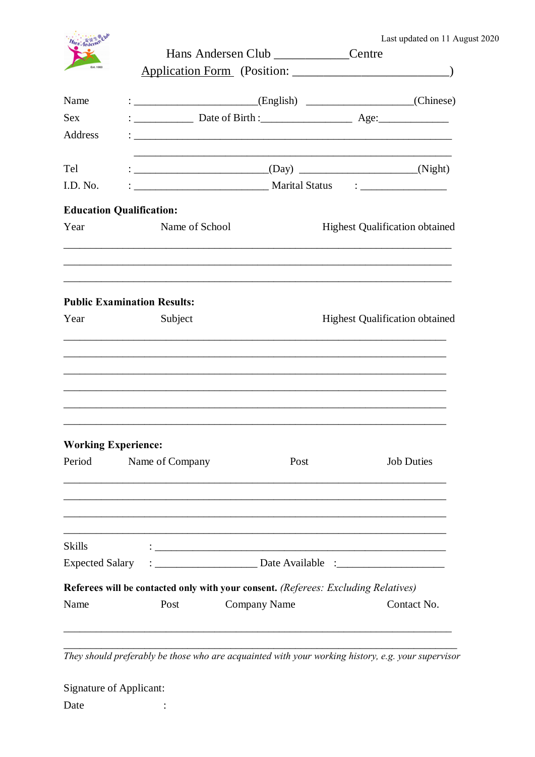Last updated on 11 August 2020

Hans Andersen Club ____________Centre

Application Form (Position: _________________________)

Name : ______________________(English) ___________________(Chinese)

Sex : ___________ Date of Birth :________________ Age:_____________

Address : __________________________________________________________

__________________________________________________________

Tel : ________________________(Day) ____________________(Night)

I.D. No. : ________________________ Marital Status : _______________

**Education Qualification:**

Year Name of School Highest Qualification obtained

______________________________________________________________________

______________________________________________________________________

______________________________________________________________________

**Public Examination Results:**

Year Subject Highest Qualification obtained

______________________________________________________________________

______________________________________________________________________

______________________________________________________________________

______________________________________________________________________

______________________________________________________________________

______________________________________________________________________

**Working Experience:**

Period Name of Company Post Job Duties

______________________________________________________________________

______________________________________________________________________

______________________________________________________________________

______________________________________________________________________

Skills : _______________________________________________________

Expected Salary : __________________ Date Available :___________________

**Referees will be contacted only with your consent.** *(Referees: Excluding Relatives)*

Name Post Company Name Contact No.

______________________________________________________________________

______________________________________________________________________

*They should preferably be those who are acquainted with your working history, e.g. your supervisor*

Signature of Applicant:

Date :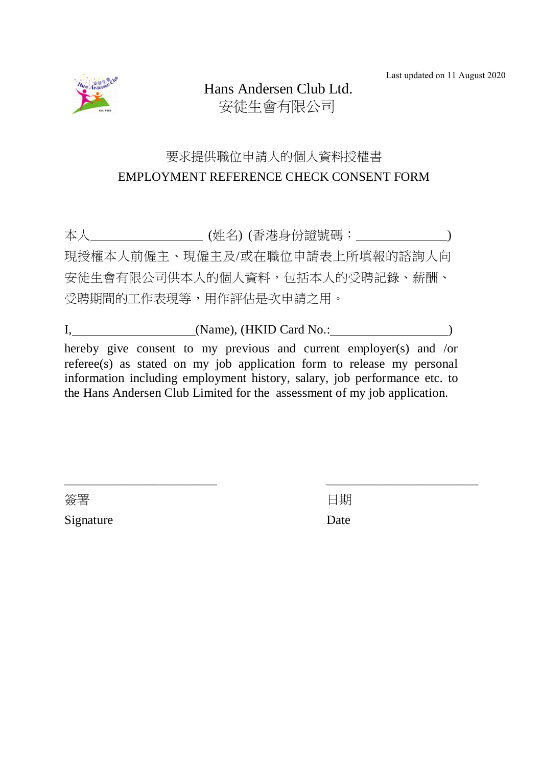Last updated on 11 August 2020

Hans Andersen Club Ltd.
安徒生會有限公司

## 要求提供職位申請人的個人資料授權書
## EMPLOYMENT REFERENCE CHECK CONSENT FORM

本人__________________ (姓名) (香港身份證號碼：______________)
現授權本人前僱主、現僱主及/或在職位申請表上所填報的諮詢人向安徒生會有限公司供本人的個人資料，包括本人的受聘記錄、薪酬、受聘期間的工作表現等，用作評估是次申請之用。

I,____________________(Name), (HKID Card No.:___________________)
hereby give consent to my previous and current employer(s) and /or referee(s) as stated on my job application form to release my personal information including employment history, salary, job performance etc. to the Hans Andersen Club Limited for the assessment of my job application.

________________________ ________________________

簽署
Signature

日期
Date